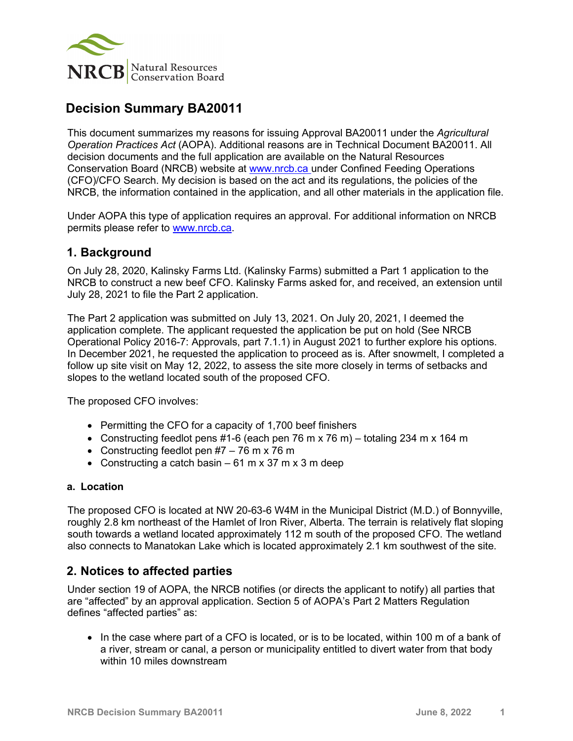# Decision Summary BA20011

This document summarizes my reasons for issuing Approval BA20011 under the *Agricultural Operation Practices Act* (AOPA). Additional reasons are in Technical Document BA20011. All decision documents and the full application are available on the Natural Resources Conservation Board (NRCB) website at www.nrcb.ca under Confined Feeding Operations (CFO)/CFO Search. My decision is based on the act and its regulations, the policies of the NRCB, the information contained in the application, and all other materials in the application file.

Under AOPA this type of application requires an approval. For additional information on NRCB permits please refer to www.nrcb.ca.

## 1. Background

On July 28, 2020, Kalinsky Farms Ltd. (Kalinsky Farms) submitted a Part 1 application to the NRCB to construct a new beef CFO. Kalinsky Farms asked for, and received, an extension until July 28, 2021 to file the Part 2 application.

The Part 2 application was submitted on July 13, 2021. On July 20, 2021, I deemed the application complete. The applicant requested the application be put on hold (See NRCB Operational Policy 2016-7: Approvals, part 7.1.1) in August 2021 to further explore his options. In December 2021, he requested the application to proceed as is. After snowmelt, I completed a follow up site visit on May 12, 2022, to assess the site more closely in terms of setbacks and slopes to the wetland located south of the proposed CFO.

The proposed CFO involves:

- Permitting the CFO for a capacity of 1,700 beef finishers
- Constructing feedlot pens #1-6 (each pen 76 m x 76 m) – totaling 234 m x 164 m
- Constructing feedlot pen #7 – 76 m x 76 m
- Constructing a catch basin – 61 m x 37 m x 3 m deep

### a. Location

The proposed CFO is located at NW 20-63-6 W4M in the Municipal District (M.D.) of Bonnyville, roughly 2.8 km northeast of the Hamlet of Iron River, Alberta. The terrain is relatively flat sloping south towards a wetland located approximately 112 m south of the proposed CFO. The wetland also connects to Manatokan Lake which is located approximately 2.1 km southwest of the site.

## 2. Notices to affected parties

Under section 19 of AOPA, the NRCB notifies (or directs the applicant to notify) all parties that are "affected" by an approval application. Section 5 of AOPA's Part 2 Matters Regulation defines "affected parties" as:

- In the case where part of a CFO is located, or is to be located, within 100 m of a bank of a river, stream or canal, a person or municipality entitled to divert water from that body within 10 miles downstream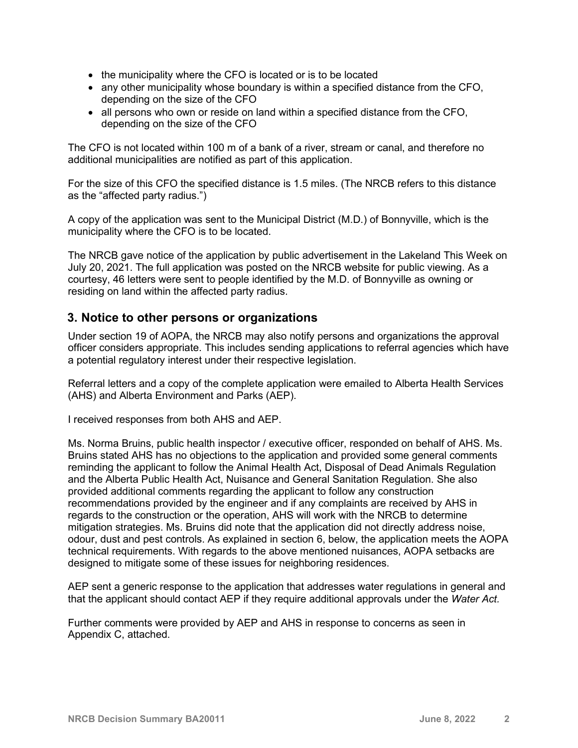- the municipality where the CFO is located or is to be located
- any other municipality whose boundary is within a specified distance from the CFO, depending on the size of the CFO
- all persons who own or reside on land within a specified distance from the CFO, depending on the size of the CFO

The CFO is not located within 100 m of a bank of a river, stream or canal, and therefore no additional municipalities are notified as part of this application.

For the size of this CFO the specified distance is 1.5 miles. (The NRCB refers to this distance as the "affected party radius.")

A copy of the application was sent to the Municipal District (M.D.) of Bonnyville, which is the municipality where the CFO is to be located.

The NRCB gave notice of the application by public advertisement in the Lakeland This Week on July 20, 2021. The full application was posted on the NRCB website for public viewing. As a courtesy, 46 letters were sent to people identified by the M.D. of Bonnyville as owning or residing on land within the affected party radius.

## 3. Notice to other persons or organizations

Under section 19 of AOPA, the NRCB may also notify persons and organizations the approval officer considers appropriate. This includes sending applications to referral agencies which have a potential regulatory interest under their respective legislation.

Referral letters and a copy of the complete application were emailed to Alberta Health Services (AHS) and Alberta Environment and Parks (AEP).

I received responses from both AHS and AEP.

Ms. Norma Bruins, public health inspector / executive officer, responded on behalf of AHS. Ms. Bruins stated AHS has no objections to the application and provided some general comments reminding the applicant to follow the Animal Health Act, Disposal of Dead Animals Regulation and the Alberta Public Health Act, Nuisance and General Sanitation Regulation. She also provided additional comments regarding the applicant to follow any construction recommendations provided by the engineer and if any complaints are received by AHS in regards to the construction or the operation, AHS will work with the NRCB to determine mitigation strategies. Ms. Bruins did note that the application did not directly address noise, odour, dust and pest controls. As explained in section 6, below, the application meets the AOPA technical requirements. With regards to the above mentioned nuisances, AOPA setbacks are designed to mitigate some of these issues for neighboring residences.

AEP sent a generic response to the application that addresses water regulations in general and that the applicant should contact AEP if they require additional approvals under the *Water Act.*

Further comments were provided by AEP and AHS in response to concerns as seen in Appendix C, attached.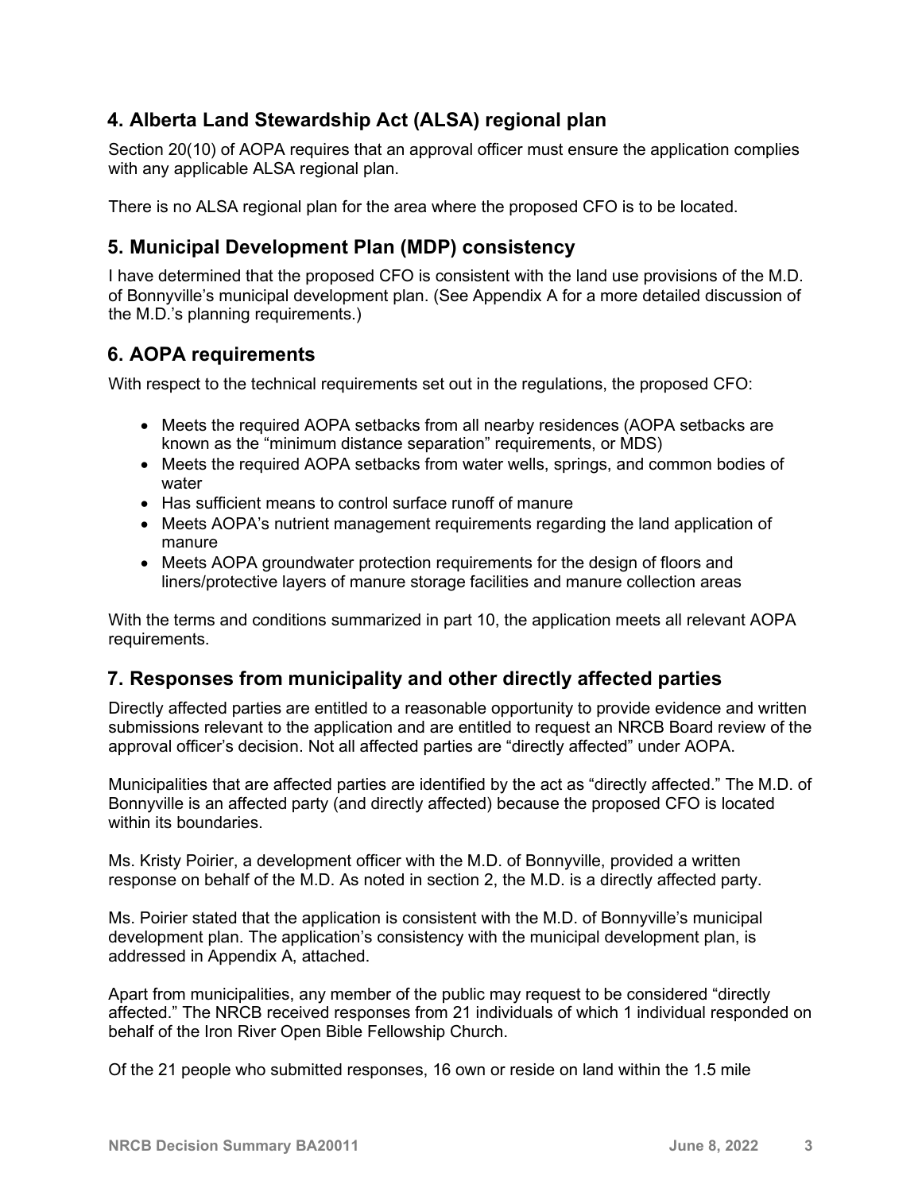## 4. Alberta Land Stewardship Act (ALSA) regional plan

Section 20(10) of AOPA requires that an approval officer must ensure the application complies with any applicable ALSA regional plan.

There is no ALSA regional plan for the area where the proposed CFO is to be located.

## 5. Municipal Development Plan (MDP) consistency

I have determined that the proposed CFO is consistent with the land use provisions of the M.D. of Bonnyville's municipal development plan. (See Appendix A for a more detailed discussion of the M.D.'s planning requirements.)

## 6. AOPA requirements

With respect to the technical requirements set out in the regulations, the proposed CFO:

- Meets the required AOPA setbacks from all nearby residences (AOPA setbacks are known as the "minimum distance separation" requirements, or MDS)
- Meets the required AOPA setbacks from water wells, springs, and common bodies of water
- Has sufficient means to control surface runoff of manure
- Meets AOPA's nutrient management requirements regarding the land application of manure
- Meets AOPA groundwater protection requirements for the design of floors and liners/protective layers of manure storage facilities and manure collection areas

With the terms and conditions summarized in part 10, the application meets all relevant AOPA requirements.

## 7. Responses from municipality and other directly affected parties

Directly affected parties are entitled to a reasonable opportunity to provide evidence and written submissions relevant to the application and are entitled to request an NRCB Board review of the approval officer's decision. Not all affected parties are "directly affected" under AOPA.

Municipalities that are affected parties are identified by the act as "directly affected." The M.D. of Bonnyville is an affected party (and directly affected) because the proposed CFO is located within its boundaries.

Ms. Kristy Poirier, a development officer with the M.D. of Bonnyville, provided a written response on behalf of the M.D. As noted in section 2, the M.D. is a directly affected party.

Ms. Poirier stated that the application is consistent with the M.D. of Bonnyville's municipal development plan. The application's consistency with the municipal development plan, is addressed in Appendix A, attached.

Apart from municipalities, any member of the public may request to be considered "directly affected." The NRCB received responses from 21 individuals of which 1 individual responded on behalf of the Iron River Open Bible Fellowship Church.

Of the 21 people who submitted responses, 16 own or reside on land within the 1.5 mile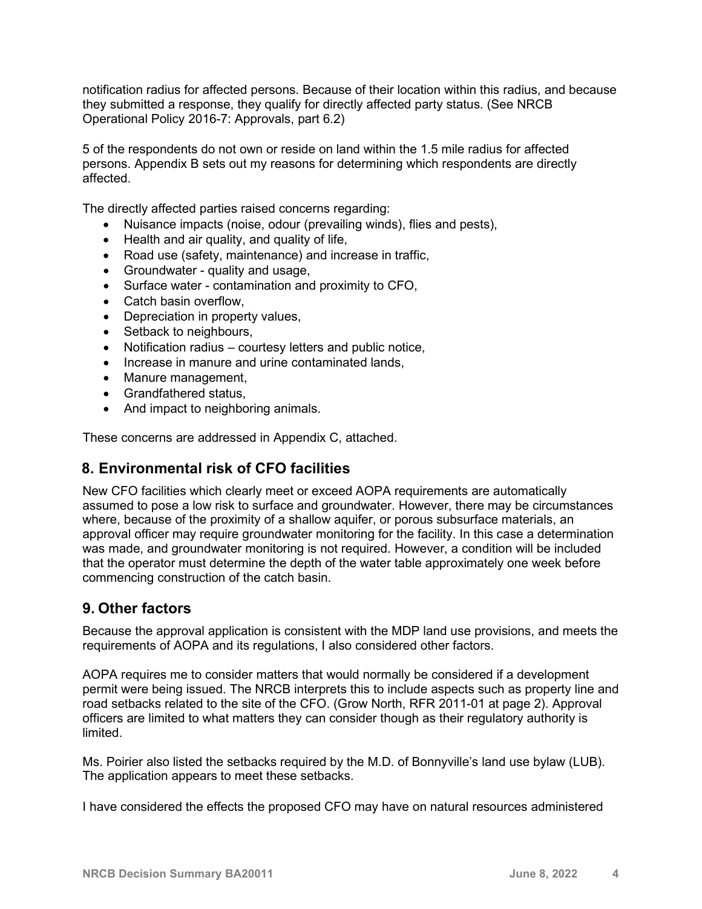notification radius for affected persons. Because of their location within this radius, and because they submitted a response, they qualify for directly affected party status. (See NRCB Operational Policy 2016-7: Approvals, part 6.2)

5 of the respondents do not own or reside on land within the 1.5 mile radius for affected persons. Appendix B sets out my reasons for determining which respondents are directly affected.

The directly affected parties raised concerns regarding:

- Nuisance impacts (noise, odour (prevailing winds), flies and pests),
- Health and air quality, and quality of life,
- Road use (safety, maintenance) and increase in traffic,
- Groundwater - quality and usage,
- Surface water - contamination and proximity to CFO,
- Catch basin overflow,
- Depreciation in property values,
- Setback to neighbours,
- Notification radius – courtesy letters and public notice,
- Increase in manure and urine contaminated lands,
- Manure management,
- Grandfathered status,
- And impact to neighboring animals.

These concerns are addressed in Appendix C, attached.

## 8. Environmental risk of CFO facilities

New CFO facilities which clearly meet or exceed AOPA requirements are automatically assumed to pose a low risk to surface and groundwater. However, there may be circumstances where, because of the proximity of a shallow aquifer, or porous subsurface materials, an approval officer may require groundwater monitoring for the facility. In this case a determination was made, and groundwater monitoring is not required. However, a condition will be included that the operator must determine the depth of the water table approximately one week before commencing construction of the catch basin.

## 9. Other factors

Because the approval application is consistent with the MDP land use provisions, and meets the requirements of AOPA and its regulations, I also considered other factors.

AOPA requires me to consider matters that would normally be considered if a development permit were being issued. The NRCB interprets this to include aspects such as property line and road setbacks related to the site of the CFO. (Grow North, RFR 2011-01 at page 2). Approval officers are limited to what matters they can consider though as their regulatory authority is limited.

Ms. Poirier also listed the setbacks required by the M.D. of Bonnyville's land use bylaw (LUB). The application appears to meet these setbacks.

I have considered the effects the proposed CFO may have on natural resources administered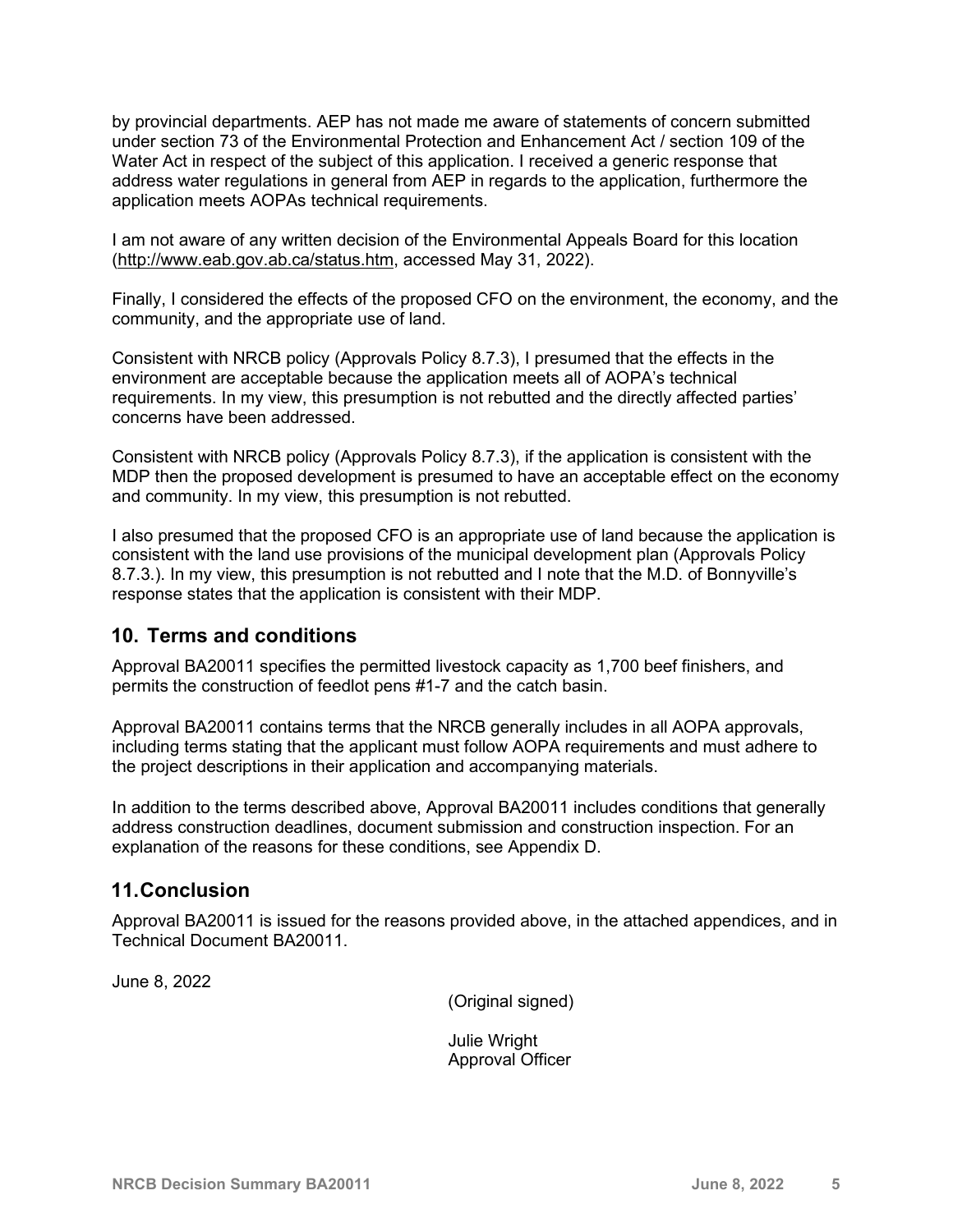by provincial departments. AEP has not made me aware of statements of concern submitted under section 73 of the Environmental Protection and Enhancement Act / section 109 of the Water Act in respect of the subject of this application. I received a generic response that address water regulations in general from AEP in regards to the application, furthermore the application meets AOPAs technical requirements.

I am not aware of any written decision of the Environmental Appeals Board for this location (http://www.eab.gov.ab.ca/status.htm, accessed May 31, 2022).

Finally, I considered the effects of the proposed CFO on the environment, the economy, and the community, and the appropriate use of land.

Consistent with NRCB policy (Approvals Policy 8.7.3), I presumed that the effects in the environment are acceptable because the application meets all of AOPA's technical requirements. In my view, this presumption is not rebutted and the directly affected parties' concerns have been addressed.

Consistent with NRCB policy (Approvals Policy 8.7.3), if the application is consistent with the MDP then the proposed development is presumed to have an acceptable effect on the economy and community. In my view, this presumption is not rebutted.

I also presumed that the proposed CFO is an appropriate use of land because the application is consistent with the land use provisions of the municipal development plan (Approvals Policy 8.7.3.). In my view, this presumption is not rebutted and I note that the M.D. of Bonnyville's response states that the application is consistent with their MDP.

## 10. Terms and conditions

Approval BA20011 specifies the permitted livestock capacity as 1,700 beef finishers, and permits the construction of feedlot pens #1-7 and the catch basin.

Approval BA20011 contains terms that the NRCB generally includes in all AOPA approvals, including terms stating that the applicant must follow AOPA requirements and must adhere to the project descriptions in their application and accompanying materials.

In addition to the terms described above, Approval BA20011 includes conditions that generally address construction deadlines, document submission and construction inspection. For an explanation of the reasons for these conditions, see Appendix D.

## 11. Conclusion

Approval BA20011 is issued for the reasons provided above, in the attached appendices, and in Technical Document BA20011.

June 8, 2022

(Original signed)

Julie Wright
Approval Officer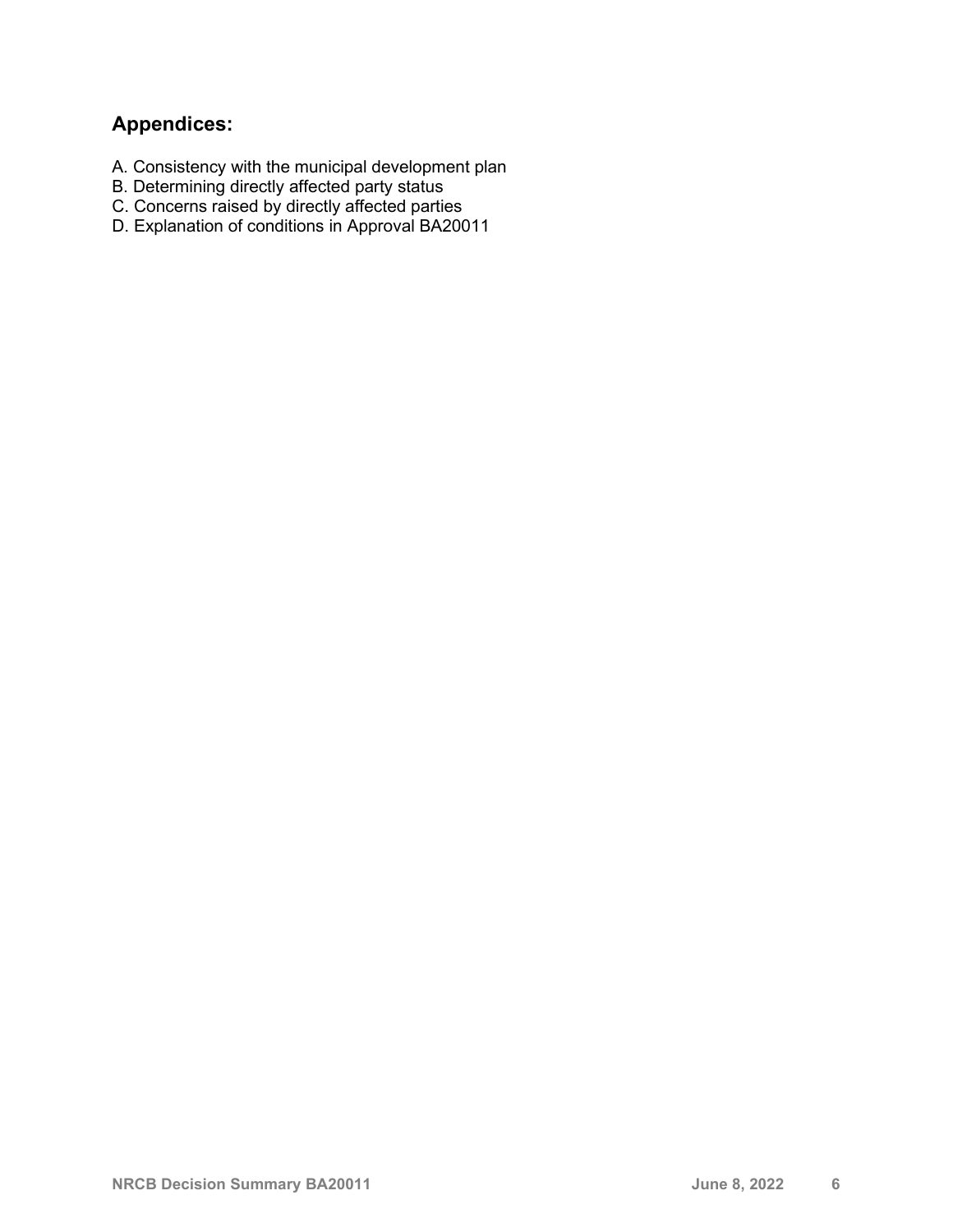## Appendices:

A. Consistency with the municipal development plan
B. Determining directly affected party status
C. Concerns raised by directly affected parties
D. Explanation of conditions in Approval BA20011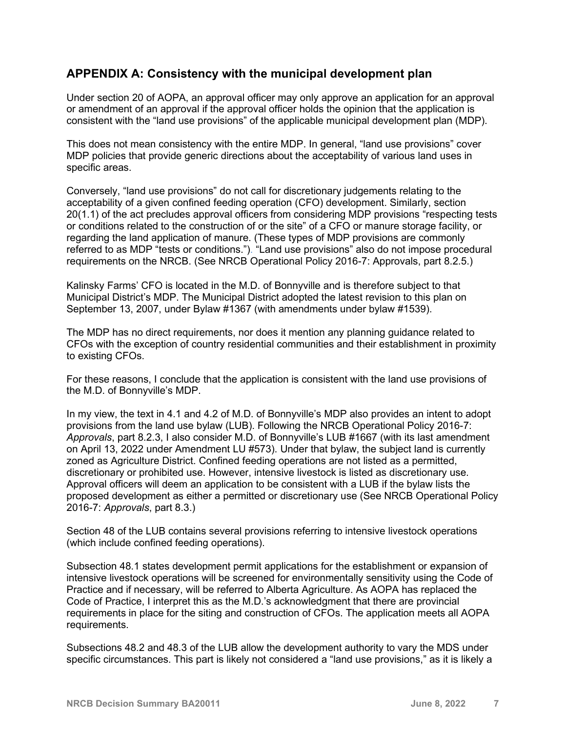## APPENDIX A: Consistency with the municipal development plan

Under section 20 of AOPA, an approval officer may only approve an application for an approval or amendment of an approval if the approval officer holds the opinion that the application is consistent with the "land use provisions" of the applicable municipal development plan (MDP).

This does not mean consistency with the entire MDP. In general, "land use provisions" cover MDP policies that provide generic directions about the acceptability of various land uses in specific areas.

Conversely, "land use provisions" do not call for discretionary judgements relating to the acceptability of a given confined feeding operation (CFO) development. Similarly, section 20(1.1) of the act precludes approval officers from considering MDP provisions "respecting tests or conditions related to the construction of or the site" of a CFO or manure storage facility, or regarding the land application of manure. (These types of MDP provisions are commonly referred to as MDP "tests or conditions."). "Land use provisions" also do not impose procedural requirements on the NRCB. (See NRCB Operational Policy 2016-7: Approvals, part 8.2.5.)

Kalinsky Farms' CFO is located in the M.D. of Bonnyville and is therefore subject to that Municipal District's MDP. The Municipal District adopted the latest revision to this plan on September 13, 2007, under Bylaw #1367 (with amendments under bylaw #1539).

The MDP has no direct requirements, nor does it mention any planning guidance related to CFOs with the exception of country residential communities and their establishment in proximity to existing CFOs.

For these reasons, I conclude that the application is consistent with the land use provisions of the M.D. of Bonnyville's MDP.

In my view, the text in 4.1 and 4.2 of M.D. of Bonnyville's MDP also provides an intent to adopt provisions from the land use bylaw (LUB). Following the NRCB Operational Policy 2016-7: *Approvals*, part 8.2.3, I also consider M.D. of Bonnyville's LUB #1667 (with its last amendment on April 13, 2022 under Amendment LU #573). Under that bylaw, the subject land is currently zoned as Agriculture District. Confined feeding operations are not listed as a permitted, discretionary or prohibited use. However, intensive livestock is listed as discretionary use. Approval officers will deem an application to be consistent with a LUB if the bylaw lists the proposed development as either a permitted or discretionary use (See NRCB Operational Policy 2016-7: *Approvals*, part 8.3.)

Section 48 of the LUB contains several provisions referring to intensive livestock operations (which include confined feeding operations).

Subsection 48.1 states development permit applications for the establishment or expansion of intensive livestock operations will be screened for environmentally sensitivity using the Code of Practice and if necessary, will be referred to Alberta Agriculture. As AOPA has replaced the Code of Practice, I interpret this as the M.D.'s acknowledgment that there are provincial requirements in place for the siting and construction of CFOs. The application meets all AOPA requirements.

Subsections 48.2 and 48.3 of the LUB allow the development authority to vary the MDS under specific circumstances. This part is likely not considered a "land use provisions," as it is likely a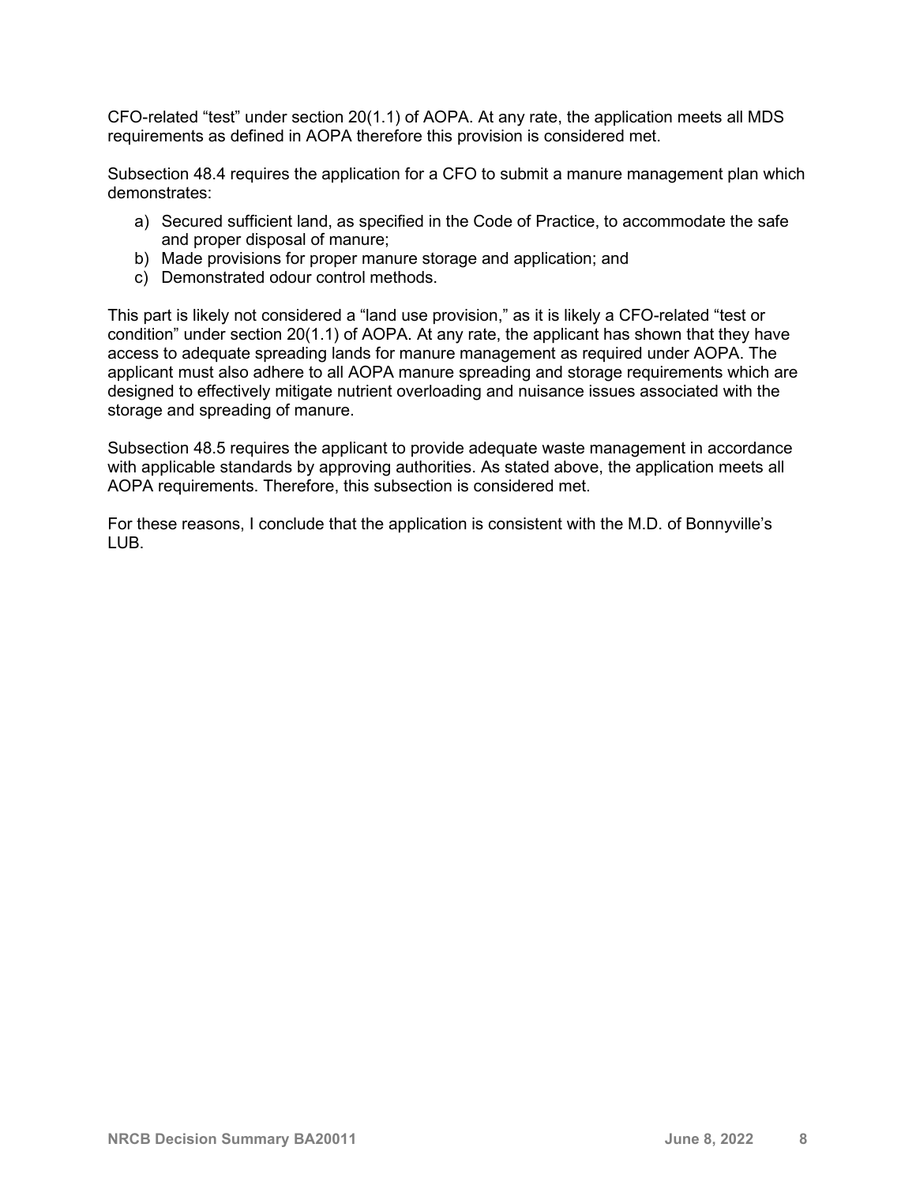CFO-related "test" under section 20(1.1) of AOPA. At any rate, the application meets all MDS requirements as defined in AOPA therefore this provision is considered met.

Subsection 48.4 requires the application for a CFO to submit a manure management plan which demonstrates:

a) Secured sufficient land, as specified in the Code of Practice, to accommodate the safe and proper disposal of manure;
b) Made provisions for proper manure storage and application; and
c) Demonstrated odour control methods.

This part is likely not considered a "land use provision," as it is likely a CFO-related "test or condition" under section 20(1.1) of AOPA. At any rate, the applicant has shown that they have access to adequate spreading lands for manure management as required under AOPA. The applicant must also adhere to all AOPA manure spreading and storage requirements which are designed to effectively mitigate nutrient overloading and nuisance issues associated with the storage and spreading of manure.

Subsection 48.5 requires the applicant to provide adequate waste management in accordance with applicable standards by approving authorities. As stated above, the application meets all AOPA requirements. Therefore, this subsection is considered met.

For these reasons, I conclude that the application is consistent with the M.D. of Bonnyville's LUB.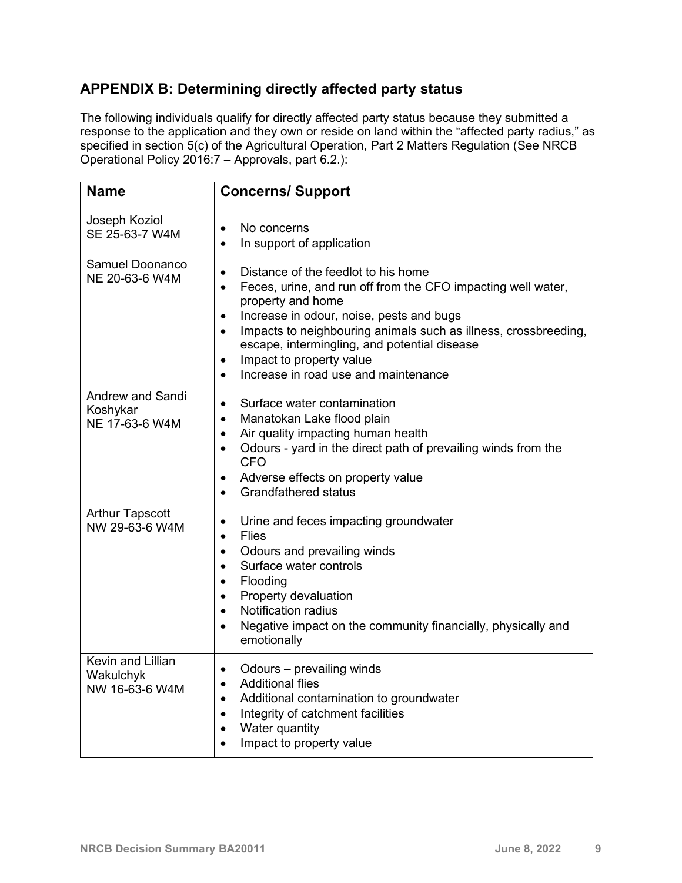## APPENDIX B: Determining directly affected party status

The following individuals qualify for directly affected party status because they submitted a response to the application and they own or reside on land within the "affected party radius," as specified in section 5(c) of the Agricultural Operation, Part 2 Matters Regulation (See NRCB Operational Policy 2016:7 – Approvals, part 6.2.):

| Name | Concerns/ Support |
|---|---|
| Joseph Koziol<br>SE 25-63-7 W4M | • No concerns<br>• In support of application |
| Samuel Doonanco<br>NE 20-63-6 W4M | • Distance of the feedlot to his home<br>• Feces, urine, and run off from the CFO impacting well water, property and home<br>• Increase in odour, noise, pests and bugs<br>• Impacts to neighbouring animals such as illness, crossbreeding, escape, intermingling, and potential disease<br>• Impact to property value<br>• Increase in road use and maintenance |
| Andrew and Sandi Koshykar<br>NE 17-63-6 W4M | • Surface water contamination<br>• Manatokan Lake flood plain<br>• Air quality impacting human health<br>• Odours - yard in the direct path of prevailing winds from the CFO<br>• Adverse effects on property value<br>• Grandfathered status |
| Arthur Tapscott<br>NW 29-63-6 W4M | • Urine and feces impacting groundwater<br>• Flies<br>• Odours and prevailing winds<br>• Surface water controls<br>• Flooding<br>• Property devaluation<br>• Notification radius<br>• Negative impact on the community financially, physically and emotionally |
| Kevin and Lillian Wakulchyk<br>NW 16-63-6 W4M | • Odours – prevailing winds<br>• Additional flies<br>• Additional contamination to groundwater<br>• Integrity of catchment facilities<br>• Water quantity<br>• Impact to property value |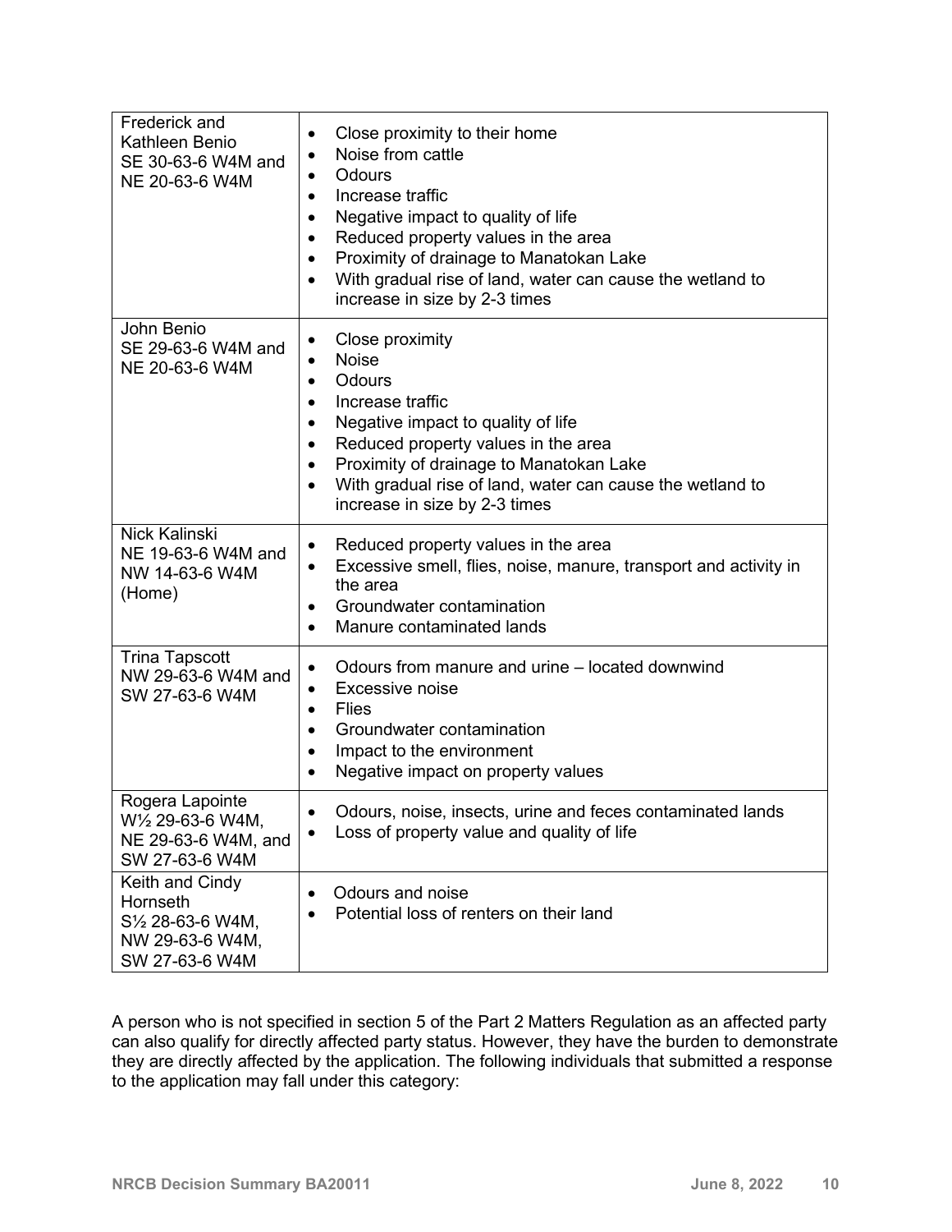| | |
|---|---|
| Frederick and Kathleen Benio<br>SE 30-63-6 W4M and NE 20-63-6 W4M | • Close proximity to their home<br>• Noise from cattle<br>• Odours<br>• Increase traffic<br>• Negative impact to quality of life<br>• Reduced property values in the area<br>• Proximity of drainage to Manatokan Lake<br>• With gradual rise of land, water can cause the wetland to increase in size by 2-3 times |
| John Benio<br>SE 29-63-6 W4M and NE 20-63-6 W4M | • Close proximity<br>• Noise<br>• Odours<br>• Increase traffic<br>• Negative impact to quality of life<br>• Reduced property values in the area<br>• Proximity of drainage to Manatokan Lake<br>• With gradual rise of land, water can cause the wetland to increase in size by 2-3 times |
| Nick Kalinski<br>NE 19-63-6 W4M and NW 14-63-6 W4M (Home) | • Reduced property values in the area<br>• Excessive smell, flies, noise, manure, transport and activity in the area<br>• Groundwater contamination<br>• Manure contaminated lands |
| Trina Tapscott<br>NW 29-63-6 W4M and SW 27-63-6 W4M | • Odours from manure and urine – located downwind<br>• Excessive noise<br>• Flies<br>• Groundwater contamination<br>• Impact to the environment<br>• Negative impact on property values |
| Rogera Lapointe<br>W½ 29-63-6 W4M, NE 29-63-6 W4M, and SW 27-63-6 W4M | • Odours, noise, insects, urine and feces contaminated lands<br>• Loss of property value and quality of life |
| Keith and Cindy Hornseth<br>S½ 28-63-6 W4M, NW 29-63-6 W4M, SW 27-63-6 W4M | • Odours and noise<br>• Potential loss of renters on their land |

A person who is not specified in section 5 of the Part 2 Matters Regulation as an affected party can also qualify for directly affected party status. However, they have the burden to demonstrate they are directly affected by the application. The following individuals that submitted a response to the application may fall under this category: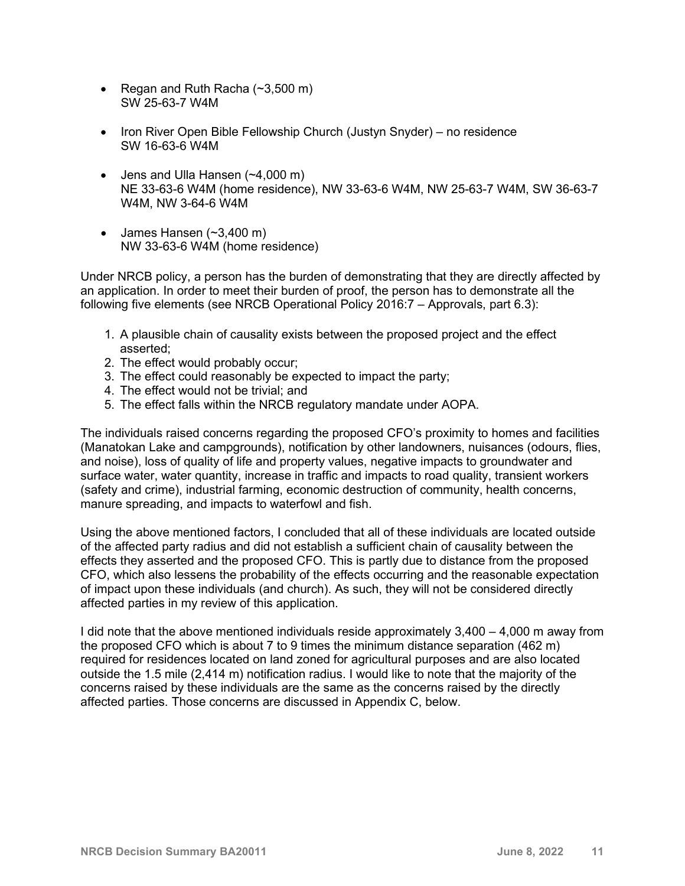- Regan and Ruth Racha (~3,500 m)
  SW 25-63-7 W4M

- Iron River Open Bible Fellowship Church (Justyn Snyder) – no residence
  SW 16-63-6 W4M

- Jens and Ulla Hansen (~4,000 m)
  NE 33-63-6 W4M (home residence), NW 33-63-6 W4M, NW 25-63-7 W4M, SW 36-63-7 W4M, NW 3-64-6 W4M

- James Hansen (~3,400 m)
  NW 33-63-6 W4M (home residence)

Under NRCB policy, a person has the burden of demonstrating that they are directly affected by an application. In order to meet their burden of proof, the person has to demonstrate all the following five elements (see NRCB Operational Policy 2016:7 – Approvals, part 6.3):

1. A plausible chain of causality exists between the proposed project and the effect asserted;
2. The effect would probably occur;
3. The effect could reasonably be expected to impact the party;
4. The effect would not be trivial; and
5. The effect falls within the NRCB regulatory mandate under AOPA.

The individuals raised concerns regarding the proposed CFO's proximity to homes and facilities (Manatokan Lake and campgrounds), notification by other landowners, nuisances (odours, flies, and noise), loss of quality of life and property values, negative impacts to groundwater and surface water, water quantity, increase in traffic and impacts to road quality, transient workers (safety and crime), industrial farming, economic destruction of community, health concerns, manure spreading, and impacts to waterfowl and fish.

Using the above mentioned factors, I concluded that all of these individuals are located outside of the affected party radius and did not establish a sufficient chain of causality between the effects they asserted and the proposed CFO. This is partly due to distance from the proposed CFO, which also lessens the probability of the effects occurring and the reasonable expectation of impact upon these individuals (and church). As such, they will not be considered directly affected parties in my review of this application.

I did note that the above mentioned individuals reside approximately 3,400 – 4,000 m away from the proposed CFO which is about 7 to 9 times the minimum distance separation (462 m) required for residences located on land zoned for agricultural purposes and are also located outside the 1.5 mile (2,414 m) notification radius. I would like to note that the majority of the concerns raised by these individuals are the same as the concerns raised by the directly affected parties. Those concerns are discussed in Appendix C, below.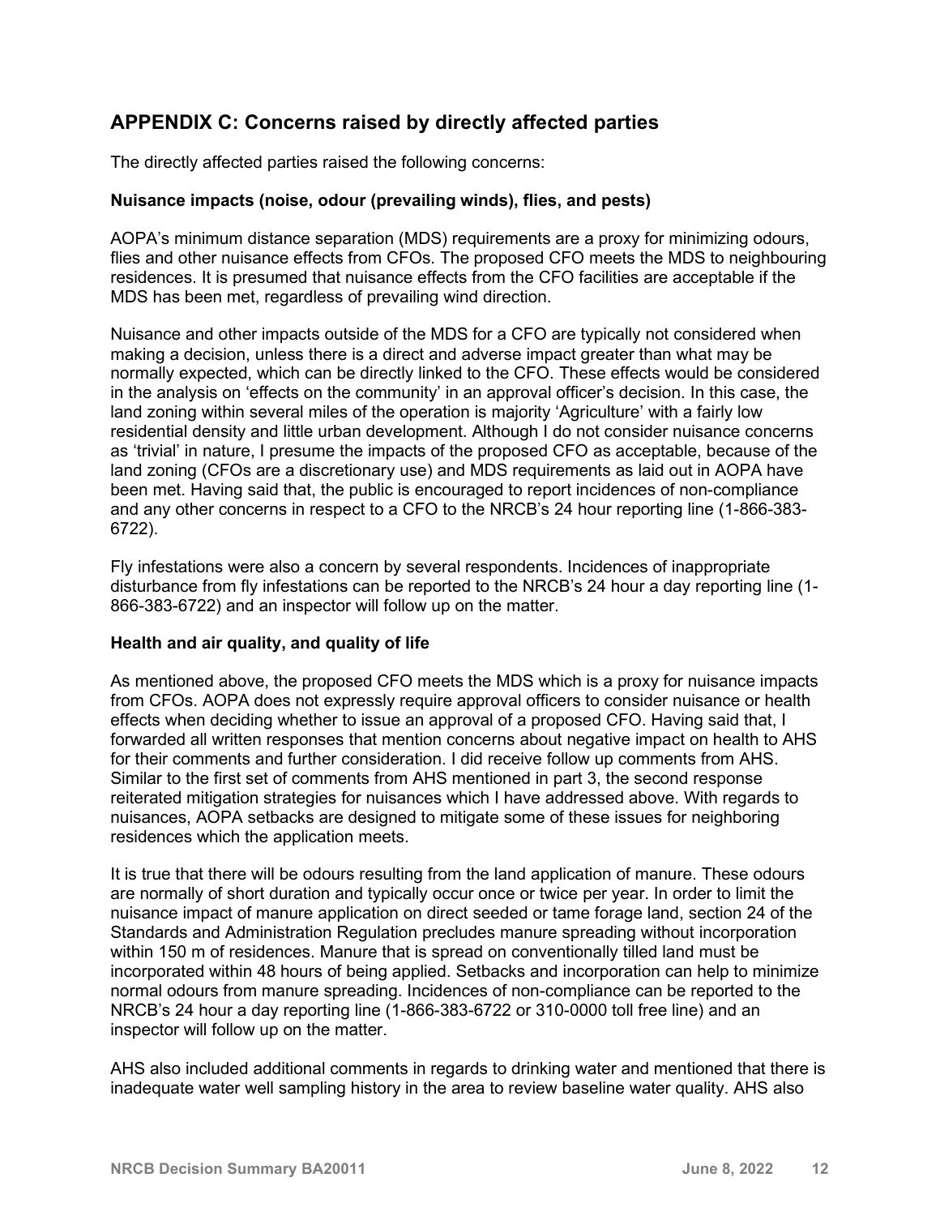## APPENDIX C: Concerns raised by directly affected parties

The directly affected parties raised the following concerns:

**Nuisance impacts (noise, odour (prevailing winds), flies, and pests)**

AOPA's minimum distance separation (MDS) requirements are a proxy for minimizing odours, flies and other nuisance effects from CFOs. The proposed CFO meets the MDS to neighbouring residences. It is presumed that nuisance effects from the CFO facilities are acceptable if the MDS has been met, regardless of prevailing wind direction.

Nuisance and other impacts outside of the MDS for a CFO are typically not considered when making a decision, unless there is a direct and adverse impact greater than what may be normally expected, which can be directly linked to the CFO. These effects would be considered in the analysis on 'effects on the community' in an approval officer's decision. In this case, the land zoning within several miles of the operation is majority 'Agriculture' with a fairly low residential density and little urban development. Although I do not consider nuisance concerns as 'trivial' in nature, I presume the impacts of the proposed CFO as acceptable, because of the land zoning (CFOs are a discretionary use) and MDS requirements as laid out in AOPA have been met. Having said that, the public is encouraged to report incidences of non-compliance and any other concerns in respect to a CFO to the NRCB's 24 hour reporting line (1-866-383-6722).

Fly infestations were also a concern by several respondents. Incidences of inappropriate disturbance from fly infestations can be reported to the NRCB's 24 hour a day reporting line (1-866-383-6722) and an inspector will follow up on the matter.

**Health and air quality, and quality of life**

As mentioned above, the proposed CFO meets the MDS which is a proxy for nuisance impacts from CFOs. AOPA does not expressly require approval officers to consider nuisance or health effects when deciding whether to issue an approval of a proposed CFO. Having said that, I forwarded all written responses that mention concerns about negative impact on health to AHS for their comments and further consideration. I did receive follow up comments from AHS. Similar to the first set of comments from AHS mentioned in part 3, the second response reiterated mitigation strategies for nuisances which I have addressed above. With regards to nuisances, AOPA setbacks are designed to mitigate some of these issues for neighboring residences which the application meets.

It is true that there will be odours resulting from the land application of manure. These odours are normally of short duration and typically occur once or twice per year. In order to limit the nuisance impact of manure application on direct seeded or tame forage land, section 24 of the Standards and Administration Regulation precludes manure spreading without incorporation within 150 m of residences. Manure that is spread on conventionally tilled land must be incorporated within 48 hours of being applied. Setbacks and incorporation can help to minimize normal odours from manure spreading. Incidences of non-compliance can be reported to the NRCB's 24 hour a day reporting line (1-866-383-6722 or 310-0000 toll free line) and an inspector will follow up on the matter.

AHS also included additional comments in regards to drinking water and mentioned that there is inadequate water well sampling history in the area to review baseline water quality. AHS also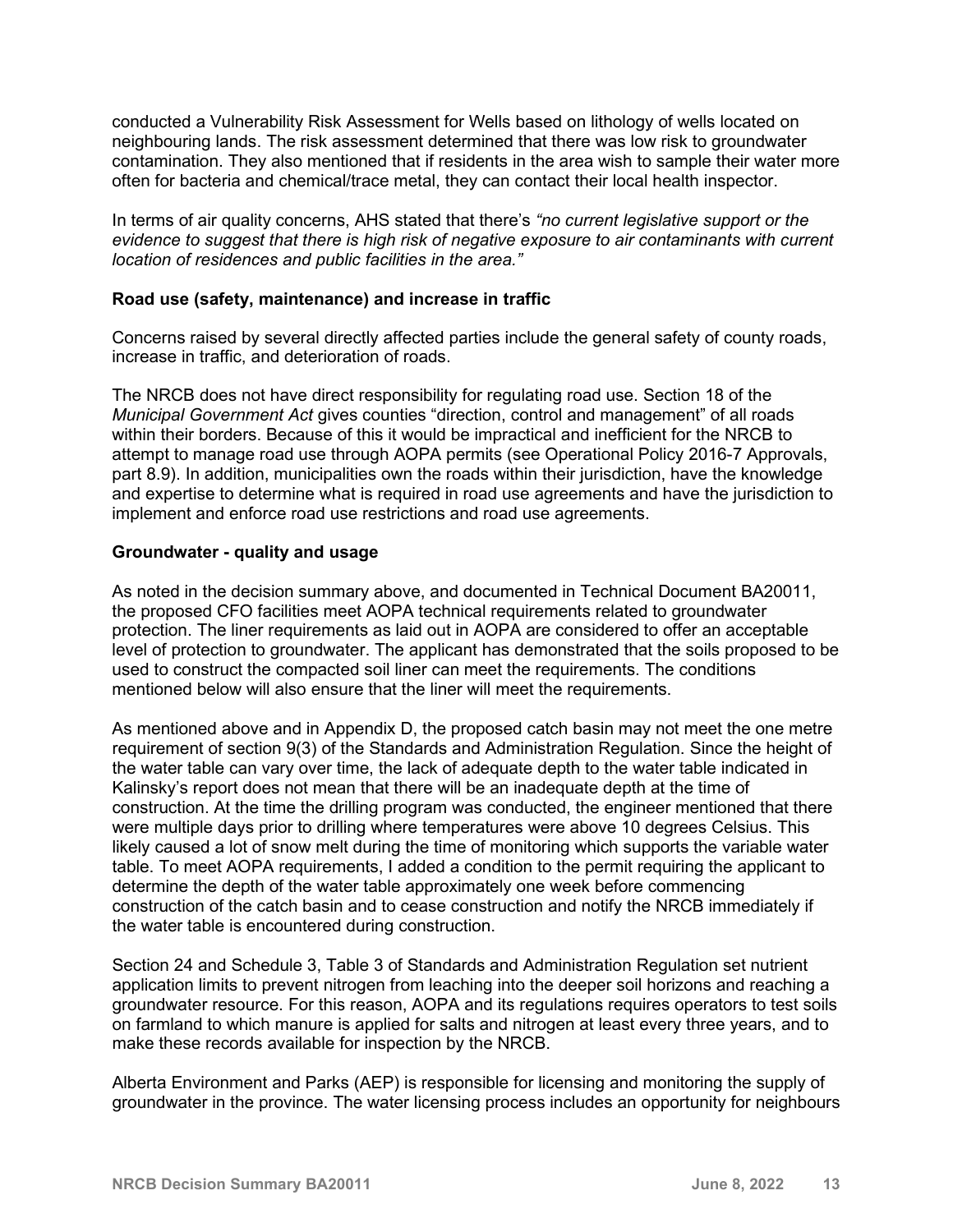conducted a Vulnerability Risk Assessment for Wells based on lithology of wells located on neighbouring lands. The risk assessment determined that there was low risk to groundwater contamination. They also mentioned that if residents in the area wish to sample their water more often for bacteria and chemical/trace metal, they can contact their local health inspector.

In terms of air quality concerns, AHS stated that there's *"no current legislative support or the evidence to suggest that there is high risk of negative exposure to air contaminants with current location of residences and public facilities in the area."*

**Road use (safety, maintenance) and increase in traffic**

Concerns raised by several directly affected parties include the general safety of county roads, increase in traffic, and deterioration of roads.

The NRCB does not have direct responsibility for regulating road use. Section 18 of the *Municipal Government Act* gives counties "direction, control and management" of all roads within their borders. Because of this it would be impractical and inefficient for the NRCB to attempt to manage road use through AOPA permits (see Operational Policy 2016-7 Approvals, part 8.9). In addition, municipalities own the roads within their jurisdiction, have the knowledge and expertise to determine what is required in road use agreements and have the jurisdiction to implement and enforce road use restrictions and road use agreements.

**Groundwater - quality and usage**

As noted in the decision summary above, and documented in Technical Document BA20011, the proposed CFO facilities meet AOPA technical requirements related to groundwater protection. The liner requirements as laid out in AOPA are considered to offer an acceptable level of protection to groundwater. The applicant has demonstrated that the soils proposed to be used to construct the compacted soil liner can meet the requirements. The conditions mentioned below will also ensure that the liner will meet the requirements.

As mentioned above and in Appendix D, the proposed catch basin may not meet the one metre requirement of section 9(3) of the Standards and Administration Regulation. Since the height of the water table can vary over time, the lack of adequate depth to the water table indicated in Kalinsky's report does not mean that there will be an inadequate depth at the time of construction. At the time the drilling program was conducted, the engineer mentioned that there were multiple days prior to drilling where temperatures were above 10 degrees Celsius. This likely caused a lot of snow melt during the time of monitoring which supports the variable water table. To meet AOPA requirements, I added a condition to the permit requiring the applicant to determine the depth of the water table approximately one week before commencing construction of the catch basin and to cease construction and notify the NRCB immediately if the water table is encountered during construction.

Section 24 and Schedule 3, Table 3 of Standards and Administration Regulation set nutrient application limits to prevent nitrogen from leaching into the deeper soil horizons and reaching a groundwater resource. For this reason, AOPA and its regulations requires operators to test soils on farmland to which manure is applied for salts and nitrogen at least every three years, and to make these records available for inspection by the NRCB.

Alberta Environment and Parks (AEP) is responsible for licensing and monitoring the supply of groundwater in the province. The water licensing process includes an opportunity for neighbours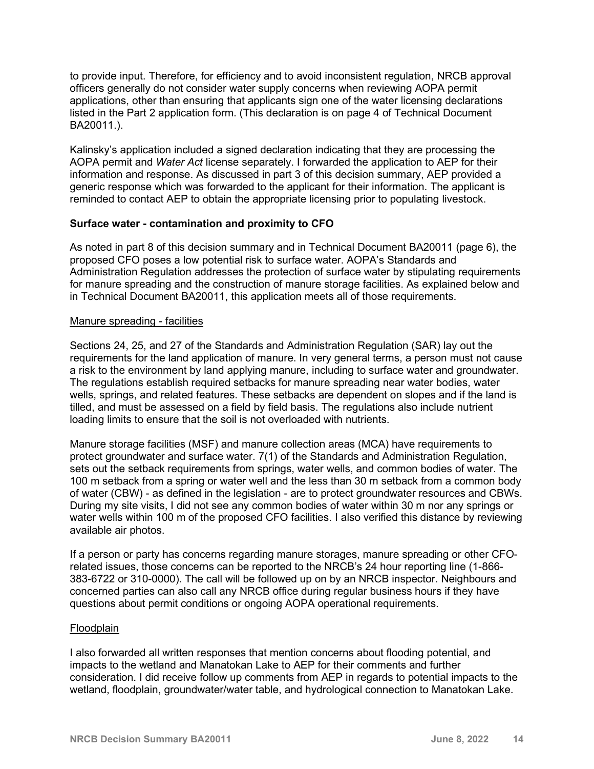to provide input. Therefore, for efficiency and to avoid inconsistent regulation, NRCB approval officers generally do not consider water supply concerns when reviewing AOPA permit applications, other than ensuring that applicants sign one of the water licensing declarations listed in the Part 2 application form. (This declaration is on page 4 of Technical Document BA20011.).

Kalinsky's application included a signed declaration indicating that they are processing the AOPA permit and *Water Act* license separately. I forwarded the application to AEP for their information and response. As discussed in part 3 of this decision summary, AEP provided a generic response which was forwarded to the applicant for their information. The applicant is reminded to contact AEP to obtain the appropriate licensing prior to populating livestock.

**Surface water - contamination and proximity to CFO**

As noted in part 8 of this decision summary and in Technical Document BA20011 (page 6), the proposed CFO poses a low potential risk to surface water. AOPA's Standards and Administration Regulation addresses the protection of surface water by stipulating requirements for manure spreading and the construction of manure storage facilities. As explained below and in Technical Document BA20011, this application meets all of those requirements.

<u>Manure spreading - facilities</u>

Sections 24, 25, and 27 of the Standards and Administration Regulation (SAR) lay out the requirements for the land application of manure. In very general terms, a person must not cause a risk to the environment by land applying manure, including to surface water and groundwater. The regulations establish required setbacks for manure spreading near water bodies, water wells, springs, and related features. These setbacks are dependent on slopes and if the land is tilled, and must be assessed on a field by field basis. The regulations also include nutrient loading limits to ensure that the soil is not overloaded with nutrients.

Manure storage facilities (MSF) and manure collection areas (MCA) have requirements to protect groundwater and surface water. 7(1) of the Standards and Administration Regulation, sets out the setback requirements from springs, water wells, and common bodies of water. The 100 m setback from a spring or water well and the less than 30 m setback from a common body of water (CBW) - as defined in the legislation - are to protect groundwater resources and CBWs. During my site visits, I did not see any common bodies of water within 30 m nor any springs or water wells within 100 m of the proposed CFO facilities. I also verified this distance by reviewing available air photos.

If a person or party has concerns regarding manure storages, manure spreading or other CFO-related issues, those concerns can be reported to the NRCB's 24 hour reporting line (1-866-383-6722 or 310-0000). The call will be followed up on by an NRCB inspector. Neighbours and concerned parties can also call any NRCB office during regular business hours if they have questions about permit conditions or ongoing AOPA operational requirements.

<u>Floodplain</u>

I also forwarded all written responses that mention concerns about flooding potential, and impacts to the wetland and Manatokan Lake to AEP for their comments and further consideration. I did receive follow up comments from AEP in regards to potential impacts to the wetland, floodplain, groundwater/water table, and hydrological connection to Manatokan Lake.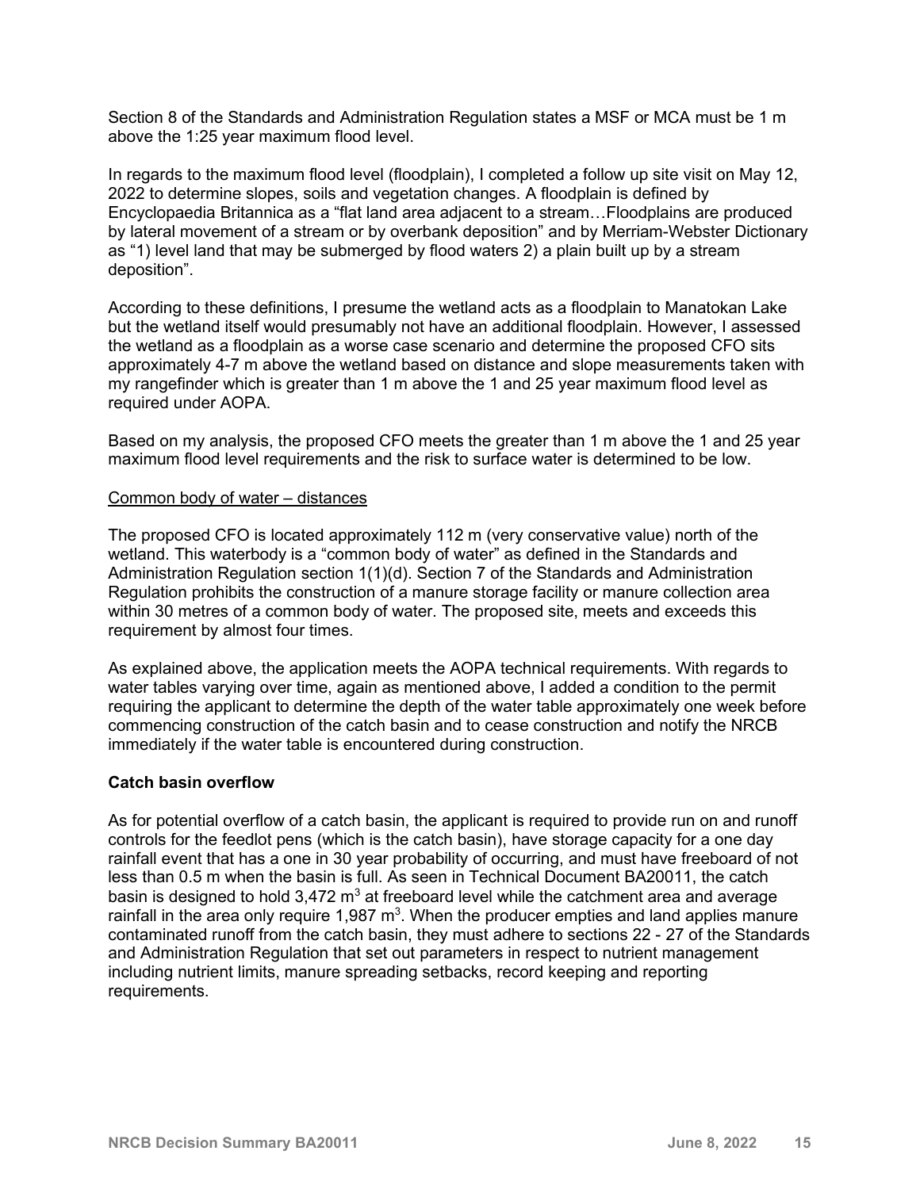Section 8 of the Standards and Administration Regulation states a MSF or MCA must be 1 m above the 1:25 year maximum flood level.

In regards to the maximum flood level (floodplain), I completed a follow up site visit on May 12, 2022 to determine slopes, soils and vegetation changes. A floodplain is defined by Encyclopaedia Britannica as a "flat land area adjacent to a stream…Floodplains are produced by lateral movement of a stream or by overbank deposition" and by Merriam-Webster Dictionary as "1) level land that may be submerged by flood waters 2) a plain built up by a stream deposition".

According to these definitions, I presume the wetland acts as a floodplain to Manatokan Lake but the wetland itself would presumably not have an additional floodplain. However, I assessed the wetland as a floodplain as a worse case scenario and determine the proposed CFO sits approximately 4-7 m above the wetland based on distance and slope measurements taken with my rangefinder which is greater than 1 m above the 1 and 25 year maximum flood level as required under AOPA.

Based on my analysis, the proposed CFO meets the greater than 1 m above the 1 and 25 year maximum flood level requirements and the risk to surface water is determined to be low.

<u>Common body of water – distances</u>

The proposed CFO is located approximately 112 m (very conservative value) north of the wetland. This waterbody is a "common body of water" as defined in the Standards and Administration Regulation section 1(1)(d). Section 7 of the Standards and Administration Regulation prohibits the construction of a manure storage facility or manure collection area within 30 metres of a common body of water. The proposed site, meets and exceeds this requirement by almost four times.

As explained above, the application meets the AOPA technical requirements. With regards to water tables varying over time, again as mentioned above, I added a condition to the permit requiring the applicant to determine the depth of the water table approximately one week before commencing construction of the catch basin and to cease construction and notify the NRCB immediately if the water table is encountered during construction.

**Catch basin overflow**

As for potential overflow of a catch basin, the applicant is required to provide run on and runoff controls for the feedlot pens (which is the catch basin), have storage capacity for a one day rainfall event that has a one in 30 year probability of occurring, and must have freeboard of not less than 0.5 m when the basin is full. As seen in Technical Document BA20011, the catch basin is designed to hold 3,472 $m^3$ at freeboard level while the catchment area and average rainfall in the area only require 1,987 $m^3$. When the producer empties and land applies manure contaminated runoff from the catch basin, they must adhere to sections 22 - 27 of the Standards and Administration Regulation that set out parameters in respect to nutrient management including nutrient limits, manure spreading setbacks, record keeping and reporting requirements.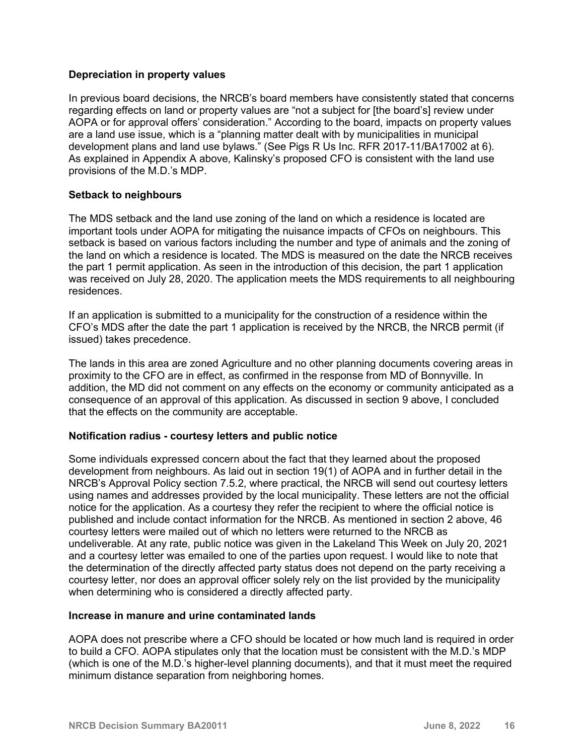**Depreciation in property values**

In previous board decisions, the NRCB's board members have consistently stated that concerns regarding effects on land or property values are "not a subject for [the board's] review under AOPA or for approval offers' consideration." According to the board, impacts on property values are a land use issue, which is a "planning matter dealt with by municipalities in municipal development plans and land use bylaws." (See Pigs R Us Inc. RFR 2017-11/BA17002 at 6). As explained in Appendix A above, Kalinsky's proposed CFO is consistent with the land use provisions of the M.D.'s MDP.

**Setback to neighbours**

The MDS setback and the land use zoning of the land on which a residence is located are important tools under AOPA for mitigating the nuisance impacts of CFOs on neighbours. This setback is based on various factors including the number and type of animals and the zoning of the land on which a residence is located. The MDS is measured on the date the NRCB receives the part 1 permit application. As seen in the introduction of this decision, the part 1 application was received on July 28, 2020. The application meets the MDS requirements to all neighbouring residences.

If an application is submitted to a municipality for the construction of a residence within the CFO's MDS after the date the part 1 application is received by the NRCB, the NRCB permit (if issued) takes precedence.

The lands in this area are zoned Agriculture and no other planning documents covering areas in proximity to the CFO are in effect, as confirmed in the response from MD of Bonnyville. In addition, the MD did not comment on any effects on the economy or community anticipated as a consequence of an approval of this application. As discussed in section 9 above, I concluded that the effects on the community are acceptable.

**Notification radius - courtesy letters and public notice**

Some individuals expressed concern about the fact that they learned about the proposed development from neighbours. As laid out in section 19(1) of AOPA and in further detail in the NRCB's Approval Policy section 7.5.2, where practical, the NRCB will send out courtesy letters using names and addresses provided by the local municipality. These letters are not the official notice for the application. As a courtesy they refer the recipient to where the official notice is published and include contact information for the NRCB. As mentioned in section 2 above, 46 courtesy letters were mailed out of which no letters were returned to the NRCB as undeliverable. At any rate, public notice was given in the Lakeland This Week on July 20, 2021 and a courtesy letter was emailed to one of the parties upon request. I would like to note that the determination of the directly affected party status does not depend on the party receiving a courtesy letter, nor does an approval officer solely rely on the list provided by the municipality when determining who is considered a directly affected party.

**Increase in manure and urine contaminated lands**

AOPA does not prescribe where a CFO should be located or how much land is required in order to build a CFO. AOPA stipulates only that the location must be consistent with the M.D.'s MDP (which is one of the M.D.'s higher-level planning documents), and that it must meet the required minimum distance separation from neighboring homes.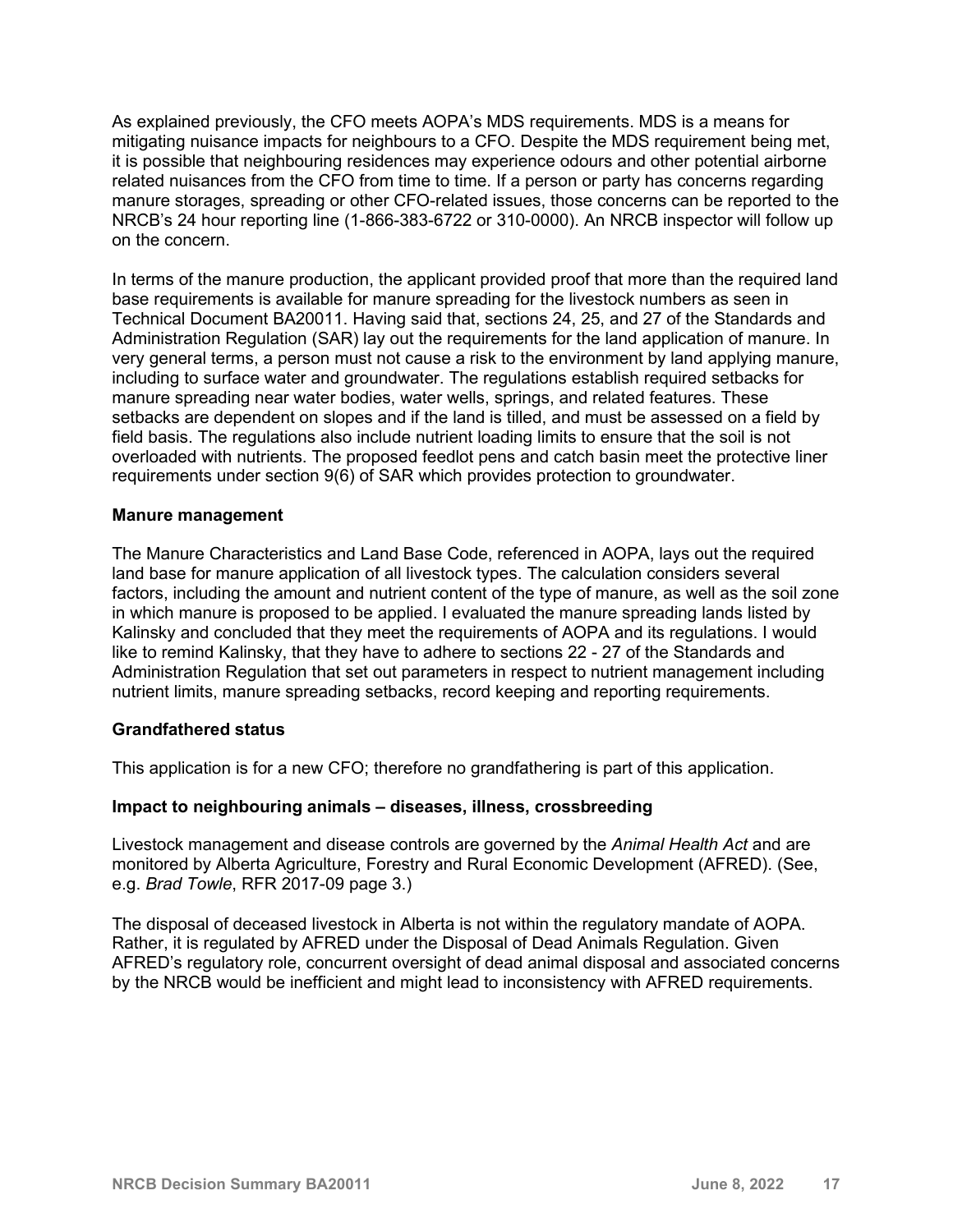As explained previously, the CFO meets AOPA's MDS requirements. MDS is a means for mitigating nuisance impacts for neighbours to a CFO. Despite the MDS requirement being met, it is possible that neighbouring residences may experience odours and other potential airborne related nuisances from the CFO from time to time. If a person or party has concerns regarding manure storages, spreading or other CFO-related issues, those concerns can be reported to the NRCB's 24 hour reporting line (1-866-383-6722 or 310-0000). An NRCB inspector will follow up on the concern.

In terms of the manure production, the applicant provided proof that more than the required land base requirements is available for manure spreading for the livestock numbers as seen in Technical Document BA20011. Having said that, sections 24, 25, and 27 of the Standards and Administration Regulation (SAR) lay out the requirements for the land application of manure. In very general terms, a person must not cause a risk to the environment by land applying manure, including to surface water and groundwater. The regulations establish required setbacks for manure spreading near water bodies, water wells, springs, and related features. These setbacks are dependent on slopes and if the land is tilled, and must be assessed on a field by field basis. The regulations also include nutrient loading limits to ensure that the soil is not overloaded with nutrients. The proposed feedlot pens and catch basin meet the protective liner requirements under section 9(6) of SAR which provides protection to groundwater.

**Manure management**

The Manure Characteristics and Land Base Code, referenced in AOPA, lays out the required land base for manure application of all livestock types. The calculation considers several factors, including the amount and nutrient content of the type of manure, as well as the soil zone in which manure is proposed to be applied. I evaluated the manure spreading lands listed by Kalinsky and concluded that they meet the requirements of AOPA and its regulations. I would like to remind Kalinsky, that they have to adhere to sections 22 - 27 of the Standards and Administration Regulation that set out parameters in respect to nutrient management including nutrient limits, manure spreading setbacks, record keeping and reporting requirements.

**Grandfathered status**

This application is for a new CFO; therefore no grandfathering is part of this application.

**Impact to neighbouring animals – diseases, illness, crossbreeding**

Livestock management and disease controls are governed by the *Animal Health Act* and are monitored by Alberta Agriculture, Forestry and Rural Economic Development (AFRED). (See, e.g. *Brad Towle*, RFR 2017-09 page 3.)

The disposal of deceased livestock in Alberta is not within the regulatory mandate of AOPA. Rather, it is regulated by AFRED under the Disposal of Dead Animals Regulation. Given AFRED's regulatory role, concurrent oversight of dead animal disposal and associated concerns by the NRCB would be inefficient and might lead to inconsistency with AFRED requirements.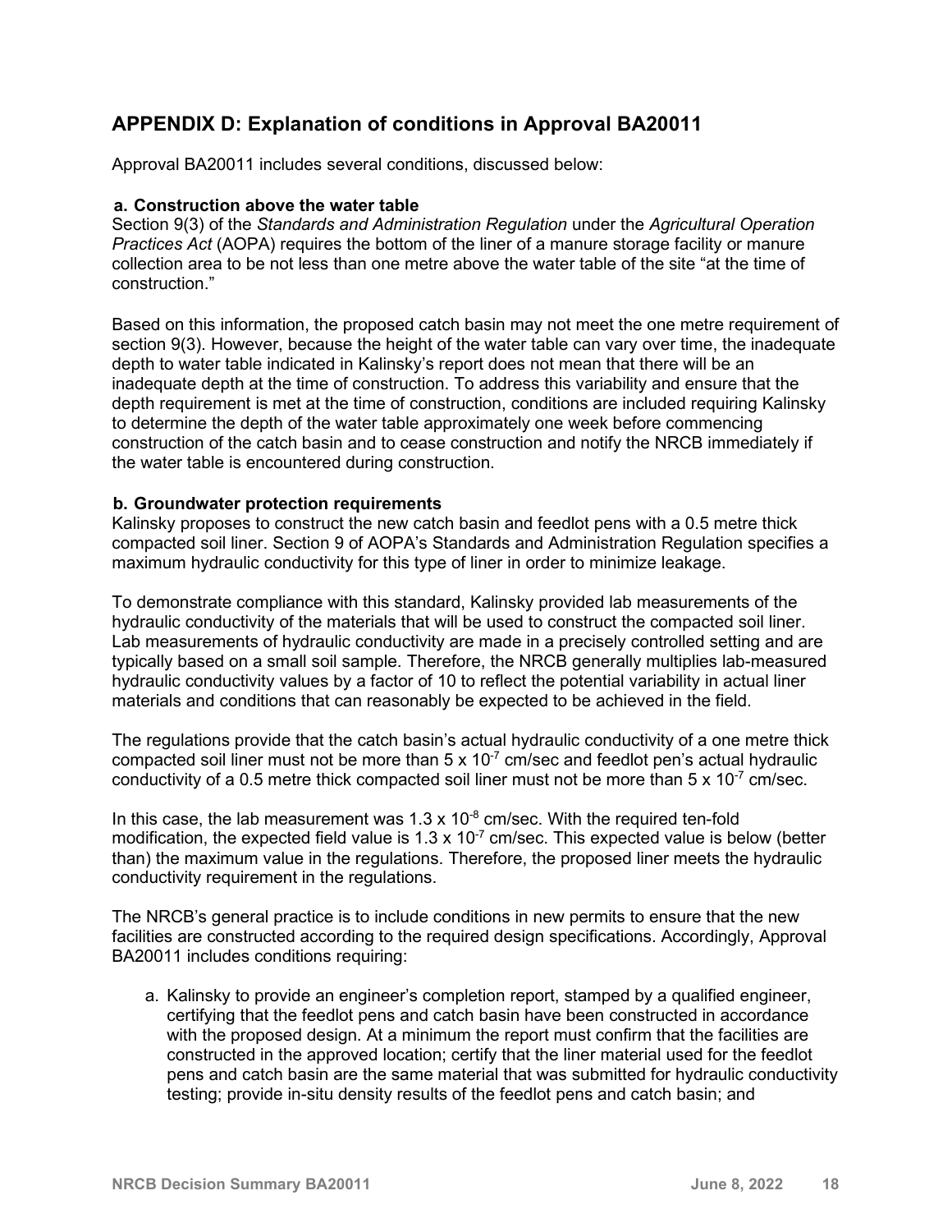## APPENDIX D: Explanation of conditions in Approval BA20011

Approval BA20011 includes several conditions, discussed below:

### a. Construction above the water table

Section 9(3) of the *Standards and Administration Regulation* under the *Agricultural Operation Practices Act* (AOPA) requires the bottom of the liner of a manure storage facility or manure collection area to be not less than one metre above the water table of the site "at the time of construction."

Based on this information, the proposed catch basin may not meet the one metre requirement of section 9(3). However, because the height of the water table can vary over time, the inadequate depth to water table indicated in Kalinsky's report does not mean that there will be an inadequate depth at the time of construction. To address this variability and ensure that the depth requirement is met at the time of construction, conditions are included requiring Kalinsky to determine the depth of the water table approximately one week before commencing construction of the catch basin and to cease construction and notify the NRCB immediately if the water table is encountered during construction.

### b. Groundwater protection requirements

Kalinsky proposes to construct the new catch basin and feedlot pens with a 0.5 metre thick compacted soil liner. Section 9 of AOPA's Standards and Administration Regulation specifies a maximum hydraulic conductivity for this type of liner in order to minimize leakage.

To demonstrate compliance with this standard, Kalinsky provided lab measurements of the hydraulic conductivity of the materials that will be used to construct the compacted soil liner. Lab measurements of hydraulic conductivity are made in a precisely controlled setting and are typically based on a small soil sample. Therefore, the NRCB generally multiplies lab-measured hydraulic conductivity values by a factor of 10 to reflect the potential variability in actual liner materials and conditions that can reasonably be expected to be achieved in the field.

The regulations provide that the catch basin's actual hydraulic conductivity of a one metre thick compacted soil liner must not be more than $5 \times 10^{-7}$ cm/sec and feedlot pen's actual hydraulic conductivity of a 0.5 metre thick compacted soil liner must not be more than $5 \times 10^{-7}$ cm/sec.

In this case, the lab measurement was $1.3 \times 10^{-8}$ cm/sec. With the required ten-fold modification, the expected field value is $1.3 \times 10^{-7}$ cm/sec. This expected value is below (better than) the maximum value in the regulations. Therefore, the proposed liner meets the hydraulic conductivity requirement in the regulations.

The NRCB's general practice is to include conditions in new permits to ensure that the new facilities are constructed according to the required design specifications. Accordingly, Approval BA20011 includes conditions requiring:

a. Kalinsky to provide an engineer's completion report, stamped by a qualified engineer, certifying that the feedlot pens and catch basin have been constructed in accordance with the proposed design. At a minimum the report must confirm that the facilities are constructed in the approved location; certify that the liner material used for the feedlot pens and catch basin are the same material that was submitted for hydraulic conductivity testing; provide in-situ density results of the feedlot pens and catch basin; and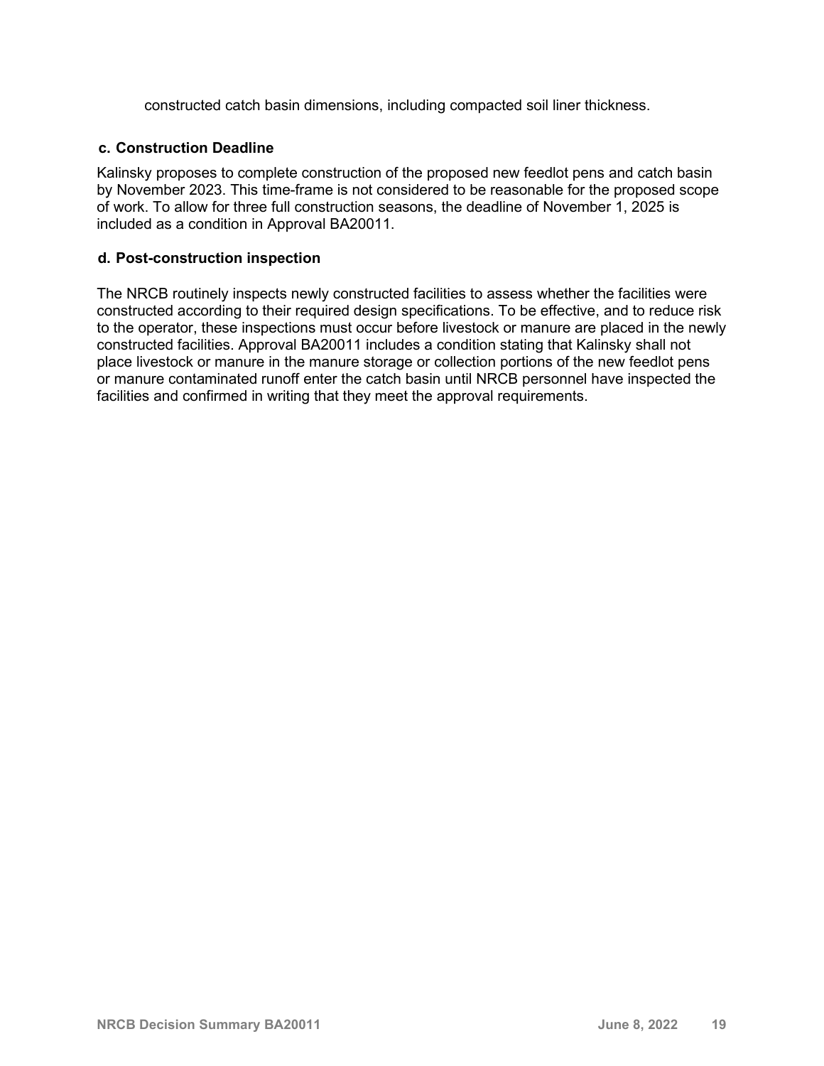constructed catch basin dimensions, including compacted soil liner thickness.

### c. Construction Deadline

Kalinsky proposes to complete construction of the proposed new feedlot pens and catch basin by November 2023. This time-frame is not considered to be reasonable for the proposed scope of work. To allow for three full construction seasons, the deadline of November 1, 2025 is included as a condition in Approval BA20011.

### d. Post-construction inspection

The NRCB routinely inspects newly constructed facilities to assess whether the facilities were constructed according to their required design specifications. To be effective, and to reduce risk to the operator, these inspections must occur before livestock or manure are placed in the newly constructed facilities. Approval BA20011 includes a condition stating that Kalinsky shall not place livestock or manure in the manure storage or collection portions of the new feedlot pens or manure contaminated runoff enter the catch basin until NRCB personnel have inspected the facilities and confirmed in writing that they meet the approval requirements.